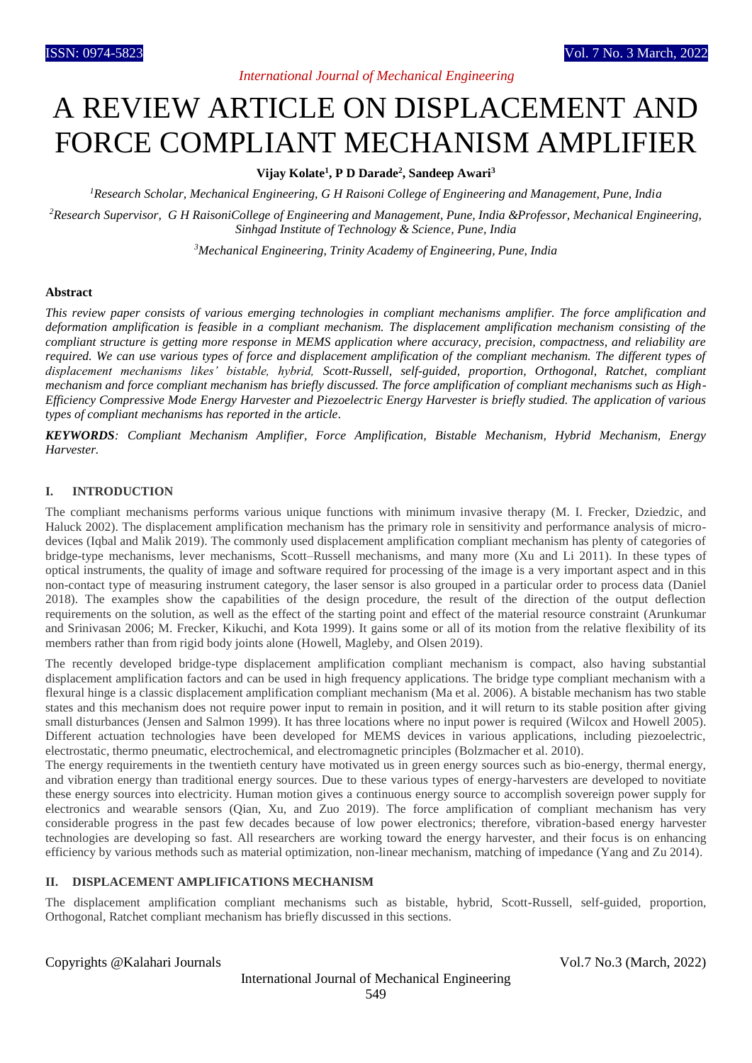# A REVIEW ARTICLE ON DISPLACEMENT AND FORCE COMPLIANT MECHANISM AMPLIFIER

**Vijay Kolate[1], P D Darade[2], Sandeep Awari[3]**

*[1]Research Scholar, Mechanical Engineering, G H Raisoni College of Engineering and Management, Pune, India*

*[2]Research Supervisor, G H RaisoniCollege of Engineering and Management, Pune, India &Professor, Mechanical Engineering, Sinhgad Institute of Technology & Science, Pune, India*

*[3]Mechanical Engineering, Trinity Academy of Engineering, Pune, India*

### Abstract

*This review paper consists of various emerging technologies in compliant mechanisms amplifier. The force amplification and deformation amplification is feasible in a compliant mechanism. The displacement amplification mechanism consisting of the compliant structure is getting more response in MEMS application where accuracy, precision, compactness, and reliability are required. We can use various types of force and displacement amplification of the compliant mechanism. The different types of displacement mechanisms likes' bistable, hybrid, Scott-Russell, self-guided, proportion, Orthogonal, Ratchet, compliant mechanism and force compliant mechanism has briefly discussed. The force amplification of compliant mechanisms such as High-Efficiency Compressive Mode Energy Harvester and Piezoelectric Energy Harvester is briefly studied. The application of various types of compliant mechanisms has reported in the article.*

***KEYWORDS**: Compliant Mechanism Amplifier, Force Amplification, Bistable Mechanism, Hybrid Mechanism, Energy Harvester.*

## I. INTRODUCTION

The compliant mechanisms performs various unique functions with minimum invasive therapy (M. I. Frecker, Dziedzic, and Haluck 2002). The displacement amplification mechanism has the primary role in sensitivity and performance analysis of micro-devices (Iqbal and Malik 2019). The commonly used displacement amplification compliant mechanism has plenty of categories of bridge-type mechanisms, lever mechanisms, Scott–Russell mechanisms, and many more (Xu and Li 2011). In these types of optical instruments, the quality of image and software required for processing of the image is a very important aspect and in this non-contact type of measuring instrument category, the laser sensor is also grouped in a particular order to process data (Daniel 2018). The examples show the capabilities of the design procedure, the result of the direction of the output deflection requirements on the solution, as well as the effect of the starting point and effect of the material resource constraint (Arunkumar and Srinivasan 2006; M. Frecker, Kikuchi, and Kota 1999). It gains some or all of its motion from the relative flexibility of its members rather than from rigid body joints alone (Howell, Magleby, and Olsen 2019).

The recently developed bridge-type displacement amplification compliant mechanism is compact, also having substantial displacement amplification factors and can be used in high frequency applications. The bridge type compliant mechanism with a flexural hinge is a classic displacement amplification compliant mechanism (Ma et al. 2006). A bistable mechanism has two stable states and this mechanism does not require power input to remain in position, and it will return to its stable position after giving small disturbances (Jensen and Salmon 1999). It has three locations where no input power is required (Wilcox and Howell 2005). Different actuation technologies have been developed for MEMS devices in various applications, including piezoelectric, electrostatic, thermo pneumatic, electrochemical, and electromagnetic principles (Bolzmacher et al. 2010).

The energy requirements in the twentieth century have motivated us in green energy sources such as bio-energy, thermal energy, and vibration energy than traditional energy sources. Due to these various types of energy-harvesters are developed to novitiate these energy sources into electricity. Human motion gives a continuous energy source to accomplish sovereign power supply for electronics and wearable sensors (Qian, Xu, and Zuo 2019). The force amplification of compliant mechanism has very considerable progress in the past few decades because of low power electronics; therefore, vibration-based energy harvester technologies are developing so fast. All researchers are working toward the energy harvester, and their focus is on enhancing efficiency by various methods such as material optimization, non-linear mechanism, matching of impedance (Yang and Zu 2014).

## II. DISPLACEMENT AMPLIFICATIONS MECHANISM

The displacement amplification compliant mechanisms such as bistable, hybrid, Scott-Russell, self-guided, proportion, Orthogonal, Ratchet compliant mechanism has briefly discussed in this sections.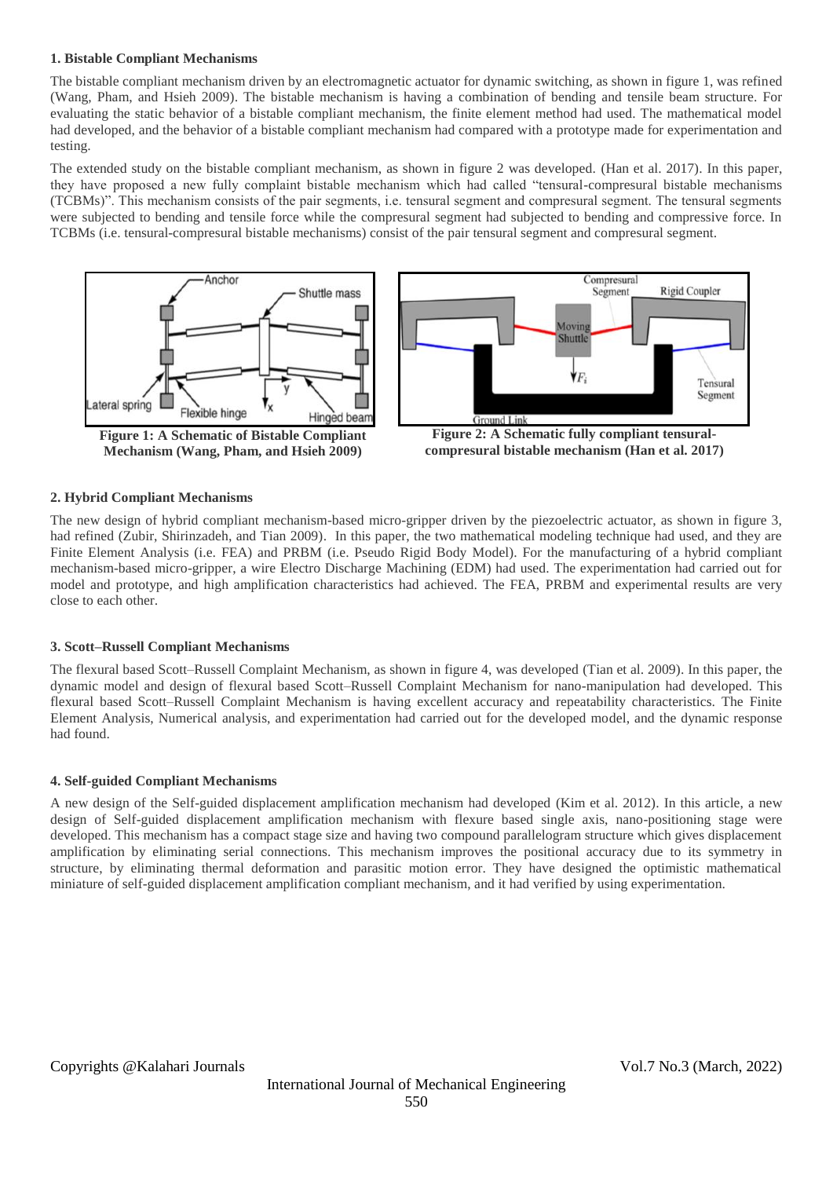### 1. Bistable Compliant Mechanisms

The bistable compliant mechanism driven by an electromagnetic actuator for dynamic switching, as shown in figure 1, was refined (Wang, Pham, and Hsieh 2009). The bistable mechanism is having a combination of bending and tensile beam structure. For evaluating the static behavior of a bistable compliant mechanism, the finite element method had used. The mathematical model had developed, and the behavior of a bistable compliant mechanism had compared with a prototype made for experimentation and testing.

The extended study on the bistable compliant mechanism, as shown in figure 2 was developed. (Han et al. 2017). In this paper, they have proposed a new fully complaint bistable mechanism which had called "tensural-compresural bistable mechanisms (TCBMs)". This mechanism consists of the pair segments, i.e. tensural segment and compresural segment. The tensural segments were subjected to bending and tensile force while the compresural segment had subjected to bending and compressive force. In TCBMs (i.e. tensural-compresural bistable mechanisms) consist of the pair tensural segment and compresural segment.

**Figure 1: A Schematic of Bistable Compliant Mechanism (Wang, Pham, and Hsieh 2009)**

**Figure 2: A Schematic fully compliant tensural-compresural bistable mechanism (Han et al. 2017)**

### 2. Hybrid Compliant Mechanisms

The new design of hybrid compliant mechanism-based micro-gripper driven by the piezoelectric actuator, as shown in figure 3, had refined (Zubir, Shirinzadeh, and Tian 2009). In this paper, the two mathematical modeling technique had used, and they are Finite Element Analysis (i.e. FEA) and PRBM (i.e. Pseudo Rigid Body Model). For the manufacturing of a hybrid compliant mechanism-based micro-gripper, a wire Electro Discharge Machining (EDM) had used. The experimentation had carried out for model and prototype, and high amplification characteristics had achieved. The FEA, PRBM and experimental results are very close to each other.

### 3. Scott–Russell Compliant Mechanisms

The flexural based Scott–Russell Complaint Mechanism, as shown in figure 4, was developed (Tian et al. 2009). In this paper, the dynamic model and design of flexural based Scott–Russell Complaint Mechanism for nano-manipulation had developed. This flexural based Scott–Russell Complaint Mechanism is having excellent accuracy and repeatability characteristics. The Finite Element Analysis, Numerical analysis, and experimentation had carried out for the developed model, and the dynamic response had found.

### 4. Self-guided Compliant Mechanisms

A new design of the Self-guided displacement amplification mechanism had developed (Kim et al. 2012). In this article, a new design of Self-guided displacement amplification mechanism with flexure based single axis, nano-positioning stage were developed. This mechanism has a compact stage size and having two compound parallelogram structure which gives displacement amplification by eliminating serial connections. This mechanism improves the positional accuracy due to its symmetry in structure, by eliminating thermal deformation and parasitic motion error. They have designed the optimistic mathematical miniature of self-guided displacement amplification compliant mechanism, and it had verified by using experimentation.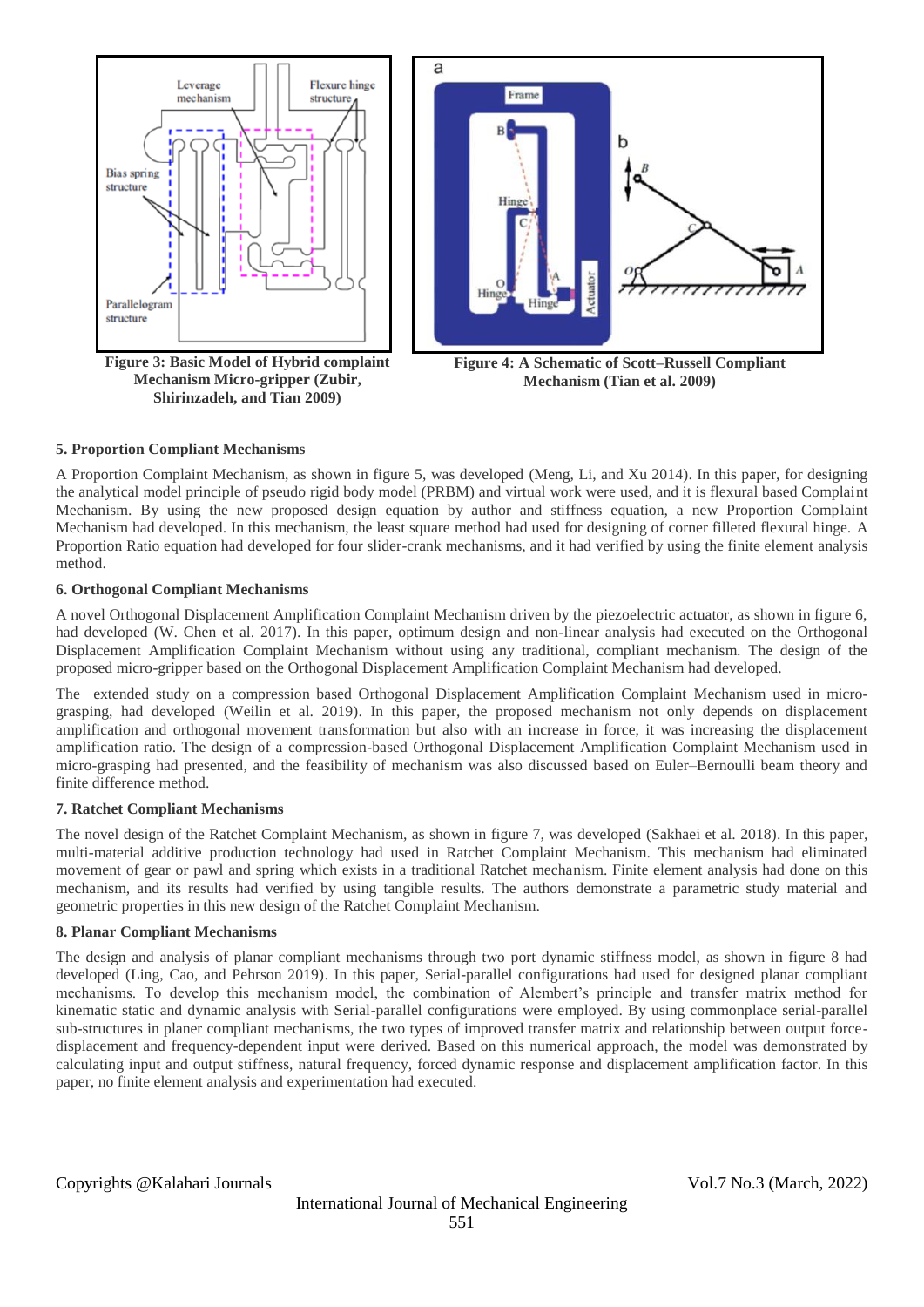**Figure 3: Basic Model of Hybrid complaint Mechanism Micro-gripper (Zubir, Shirinzadeh, and Tian 2009)**

**Figure 4: A Schematic of Scott–Russell Compliant Mechanism (Tian et al. 2009)**

### 5. Proportion Compliant Mechanisms

A Proportion Complaint Mechanism, as shown in figure 5, was developed (Meng, Li, and Xu 2014). In this paper, for designing the analytical model principle of pseudo rigid body model (PRBM) and virtual work were used, and it is flexural based Complaint Mechanism. By using the new proposed design equation by author and stiffness equation, a new Proportion Complaint Mechanism had developed. In this mechanism, the least square method had used for designing of corner filleted flexural hinge. A Proportion Ratio equation had developed for four slider-crank mechanisms, and it had verified by using the finite element analysis method.

### 6. Orthogonal Compliant Mechanisms

A novel Orthogonal Displacement Amplification Complaint Mechanism driven by the piezoelectric actuator, as shown in figure 6, had developed (W. Chen et al. 2017). In this paper, optimum design and non-linear analysis had executed on the Orthogonal Displacement Amplification Complaint Mechanism without using any traditional, compliant mechanism. The design of the proposed micro-gripper based on the Orthogonal Displacement Amplification Complaint Mechanism had developed.

The extended study on a compression based Orthogonal Displacement Amplification Complaint Mechanism used in micro-grasping, had developed (Weilin et al. 2019). In this paper, the proposed mechanism not only depends on displacement amplification and orthogonal movement transformation but also with an increase in force, it was increasing the displacement amplification ratio. The design of a compression-based Orthogonal Displacement Amplification Complaint Mechanism used in micro-grasping had presented, and the feasibility of mechanism was also discussed based on Euler–Bernoulli beam theory and finite difference method.

### 7. Ratchet Compliant Mechanisms

The novel design of the Ratchet Complaint Mechanism, as shown in figure 7, was developed (Sakhaei et al. 2018). In this paper, multi-material additive production technology had used in Ratchet Complaint Mechanism. This mechanism had eliminated movement of gear or pawl and spring which exists in a traditional Ratchet mechanism. Finite element analysis had done on this mechanism, and its results had verified by using tangible results. The authors demonstrate a parametric study material and geometric properties in this new design of the Ratchet Complaint Mechanism.

### 8. Planar Compliant Mechanisms

The design and analysis of planar compliant mechanisms through two port dynamic stiffness model, as shown in figure 8 had developed (Ling, Cao, and Pehrson 2019). In this paper, Serial-parallel configurations had used for designed planar compliant mechanisms. To develop this mechanism model, the combination of Alembert's principle and transfer matrix method for kinematic static and dynamic analysis with Serial-parallel configurations were employed. By using commonplace serial-parallel sub-structures in planer compliant mechanisms, the two types of improved transfer matrix and relationship between output force-displacement and frequency-dependent input were derived. Based on this numerical approach, the model was demonstrated by calculating input and output stiffness, natural frequency, forced dynamic response and displacement amplification factor. In this paper, no finite element analysis and experimentation had executed.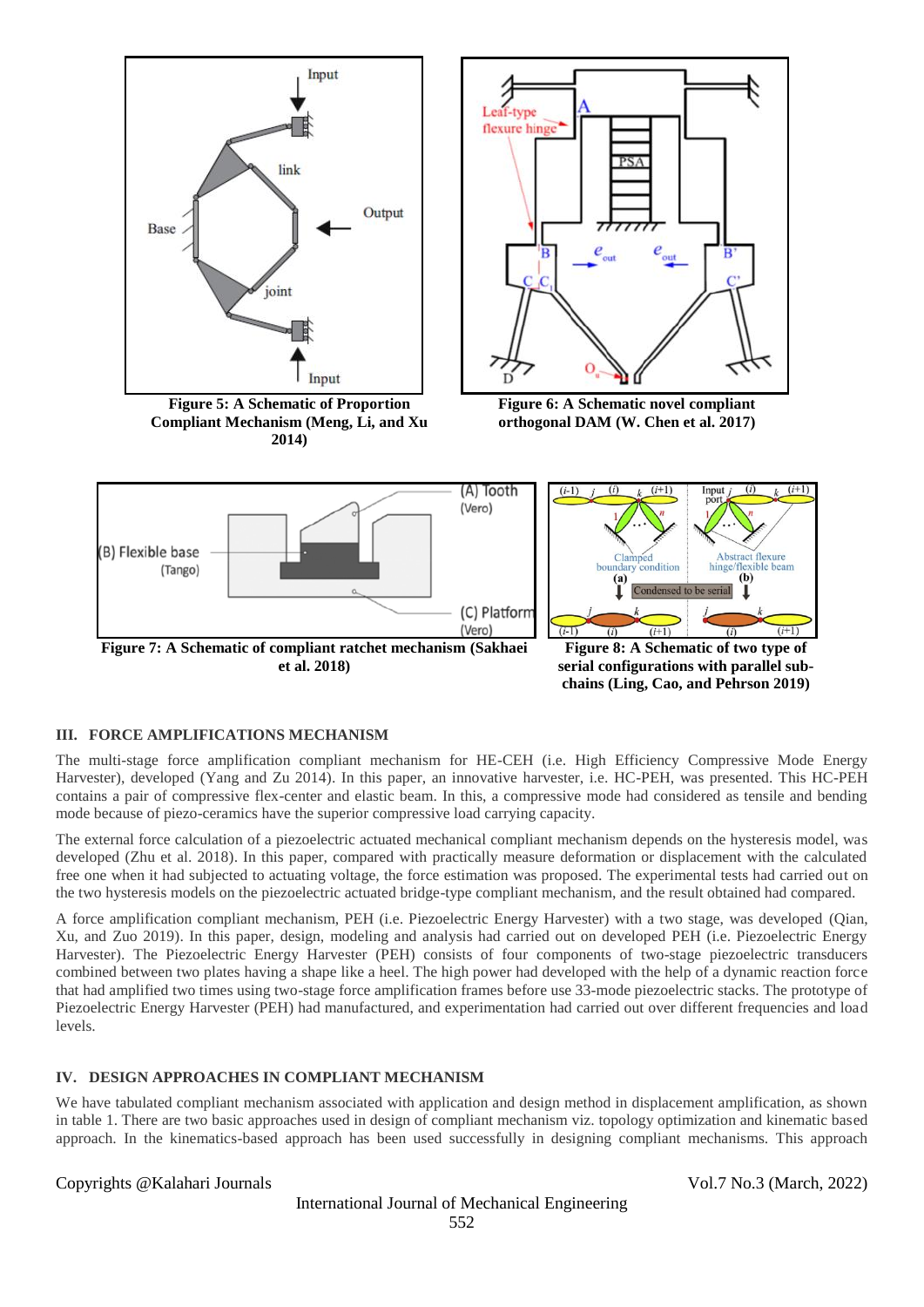Figure 5: A Schematic of Proportion Compliant Mechanism (Meng, Li, and Xu 2014)

Figure 6: A Schematic novel compliant orthogonal DAM (W. Chen et al. 2017)

Figure 7: A Schematic of compliant ratchet mechanism (Sakhaei et al. 2018)

Figure 8: A Schematic of two type of serial configurations with parallel sub-chains (Ling, Cao, and Pehrson 2019)

## III. FORCE AMPLIFICATIONS MECHANISM

The multi-stage force amplification compliant mechanism for HE-CEH (i.e. High Efficiency Compressive Mode Energy Harvester), developed (Yang and Zu 2014). In this paper, an innovative harvester, i.e. HC-PEH, was presented. This HC-PEH contains a pair of compressive flex-center and elastic beam. In this, a compressive mode had considered as tensile and bending mode because of piezo-ceramics have the superior compressive load carrying capacity.

The external force calculation of a piezoelectric actuated mechanical compliant mechanism depends on the hysteresis model, was developed (Zhu et al. 2018). In this paper, compared with practically measure deformation or displacement with the calculated free one when it had subjected to actuating voltage, the force estimation was proposed. The experimental tests had carried out on the two hysteresis models on the piezoelectric actuated bridge-type compliant mechanism, and the result obtained had compared.

A force amplification compliant mechanism, PEH (i.e. Piezoelectric Energy Harvester) with a two stage, was developed (Qian, Xu, and Zuo 2019). In this paper, design, modeling and analysis had carried out on developed PEH (i.e. Piezoelectric Energy Harvester). The Piezoelectric Energy Harvester (PEH) consists of four components of two-stage piezoelectric transducers combined between two plates having a shape like a heel. The high power had developed with the help of a dynamic reaction force that had amplified two times using two-stage force amplification frames before use 33-mode piezoelectric stacks. The prototype of Piezoelectric Energy Harvester (PEH) had manufactured, and experimentation had carried out over different frequencies and load levels.

## IV. DESIGN APPROACHES IN COMPLIANT MECHANISM

We have tabulated compliant mechanism associated with application and design method in displacement amplification, as shown in table 1. There are two basic approaches used in design of compliant mechanism viz. topology optimization and kinematic based approach. In the kinematics-based approach has been used successfully in designing compliant mechanisms. This approach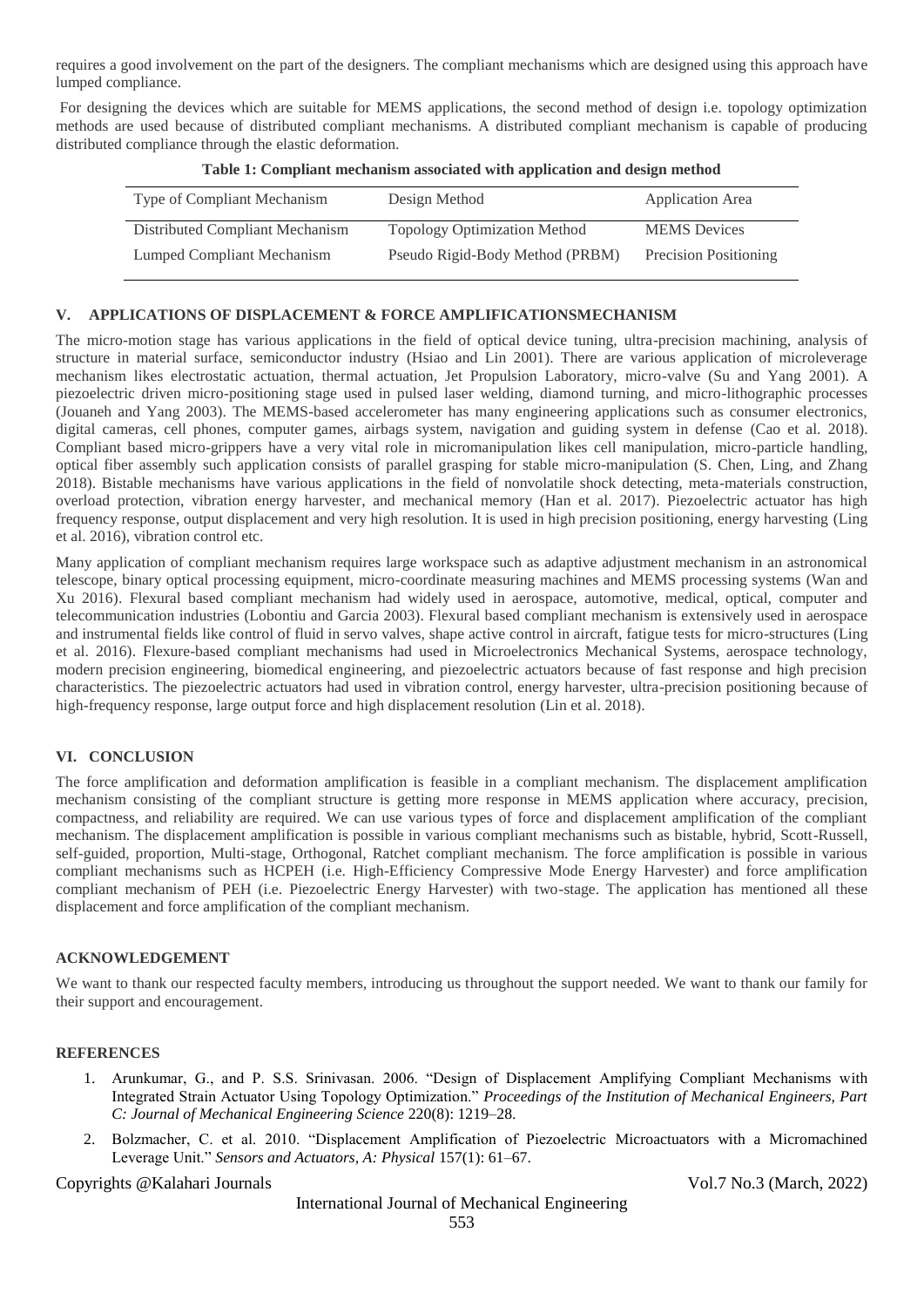requires a good involvement on the part of the designers. The compliant mechanisms which are designed using this approach have lumped compliance.

For designing the devices which are suitable for MEMS applications, the second method of design i.e. topology optimization methods are used because of distributed compliant mechanisms. A distributed compliant mechanism is capable of producing distributed compliance through the elastic deformation.

**Table 1: Compliant mechanism associated with application and design method**

| Type of Compliant Mechanism | Design Method | Application Area |
|---|---|---|
| Distributed Compliant Mechanism | Topology Optimization Method | MEMS Devices |
| Lumped Compliant Mechanism | Pseudo Rigid-Body Method (PRBM) | Precision Positioning |

## V. APPLICATIONS OF DISPLACEMENT & FORCE AMPLIFICATIONSMECHANISM

The micro-motion stage has various applications in the field of optical device tuning, ultra-precision machining, analysis of structure in material surface, semiconductor industry (Hsiao and Lin 2001). There are various application of microleverage mechanism likes electrostatic actuation, thermal actuation, Jet Propulsion Laboratory, micro-valve (Su and Yang 2001). A piezoelectric driven micro-positioning stage used in pulsed laser welding, diamond turning, and micro-lithographic processes (Jouaneh and Yang 2003). The MEMS-based accelerometer has many engineering applications such as consumer electronics, digital cameras, cell phones, computer games, airbags system, navigation and guiding system in defense (Cao et al. 2018). Compliant based micro-grippers have a very vital role in micromanipulation likes cell manipulation, micro-particle handling, optical fiber assembly such application consists of parallel grasping for stable micro-manipulation (S. Chen, Ling, and Zhang 2018). Bistable mechanisms have various applications in the field of nonvolatile shock detecting, meta-materials construction, overload protection, vibration energy harvester, and mechanical memory (Han et al. 2017). Piezoelectric actuator has high frequency response, output displacement and very high resolution. It is used in high precision positioning, energy harvesting (Ling et al. 2016), vibration control etc.

Many application of compliant mechanism requires large workspace such as adaptive adjustment mechanism in an astronomical telescope, binary optical processing equipment, micro-coordinate measuring machines and MEMS processing systems (Wan and Xu 2016). Flexural based compliant mechanism had widely used in aerospace, automotive, medical, optical, computer and telecommunication industries (Lobontiu and Garcia 2003). Flexural based compliant mechanism is extensively used in aerospace and instrumental fields like control of fluid in servo valves, shape active control in aircraft, fatigue tests for micro-structures (Ling et al. 2016). Flexure-based compliant mechanisms had used in Microelectronics Mechanical Systems, aerospace technology, modern precision engineering, biomedical engineering, and piezoelectric actuators because of fast response and high precision characteristics. The piezoelectric actuators had used in vibration control, energy harvester, ultra-precision positioning because of high-frequency response, large output force and high displacement resolution (Lin et al. 2018).

## VI. CONCLUSION

The force amplification and deformation amplification is feasible in a compliant mechanism. The displacement amplification mechanism consisting of the compliant structure is getting more response in MEMS application where accuracy, precision, compactness, and reliability are required. We can use various types of force and displacement amplification of the compliant mechanism. The displacement amplification is possible in various compliant mechanisms such as bistable, hybrid, Scott-Russell, self-guided, proportion, Multi-stage, Orthogonal, Ratchet compliant mechanism. The force amplification is possible in various compliant mechanisms such as HCPEH (i.e. High-Efficiency Compressive Mode Energy Harvester) and force amplification compliant mechanism of PEH (i.e. Piezoelectric Energy Harvester) with two-stage. The application has mentioned all these displacement and force amplification of the compliant mechanism.

## ACKNOWLEDGEMENT

We want to thank our respected faculty members, introducing us throughout the support needed. We want to thank our family for their support and encouragement.

## REFERENCES

1. Arunkumar, G., and P. S.S. Srinivasan. 2006. "Design of Displacement Amplifying Compliant Mechanisms with Integrated Strain Actuator Using Topology Optimization." *Proceedings of the Institution of Mechanical Engineers, Part C: Journal of Mechanical Engineering Science* 220(8): 1219–28.
2. Bolzmacher, C. et al. 2010. "Displacement Amplification of Piezoelectric Microactuators with a Micromachined Leverage Unit." *Sensors and Actuators, A: Physical* 157(1): 61–67.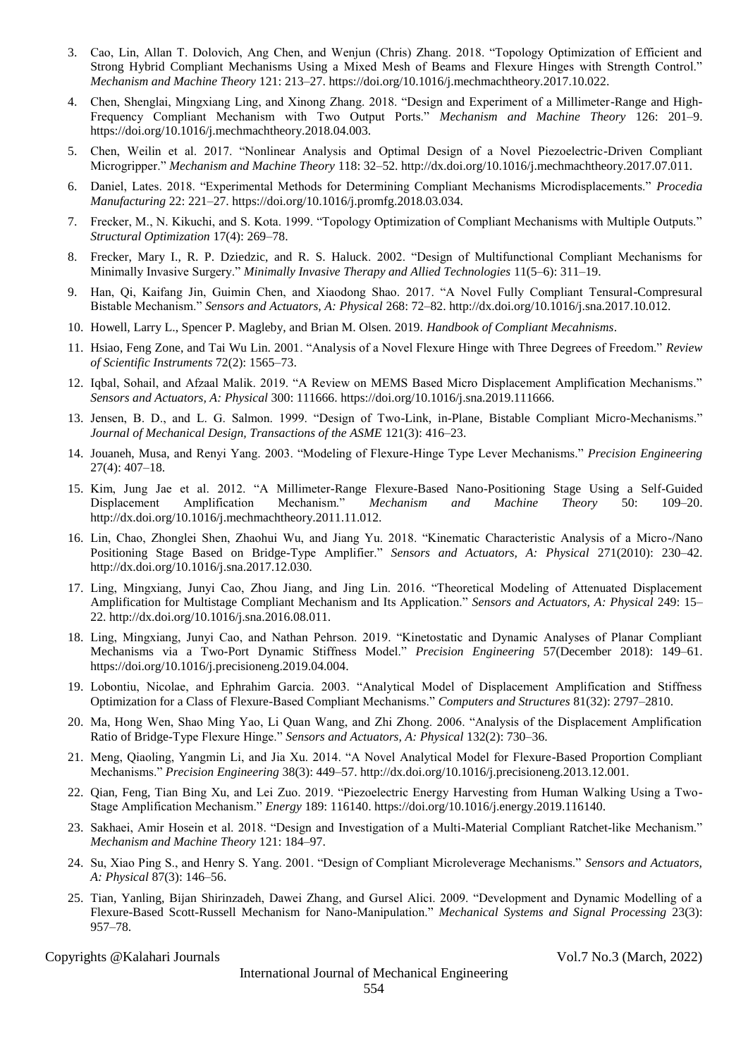3. Cao, Lin, Allan T. Dolovich, Ang Chen, and Wenjun (Chris) Zhang. 2018. "Topology Optimization of Efficient and Strong Hybrid Compliant Mechanisms Using a Mixed Mesh of Beams and Flexure Hinges with Strength Control." *Mechanism and Machine Theory* 121: 213–27. https://doi.org/10.1016/j.mechmachtheory.2017.10.022.
4. Chen, Shenglai, Mingxiang Ling, and Xinong Zhang. 2018. "Design and Experiment of a Millimeter-Range and High-Frequency Compliant Mechanism with Two Output Ports." *Mechanism and Machine Theory* 126: 201–9. https://doi.org/10.1016/j.mechmachtheory.2018.04.003.
5. Chen, Weilin et al. 2017. "Nonlinear Analysis and Optimal Design of a Novel Piezoelectric-Driven Compliant Microgripper." *Mechanism and Machine Theory* 118: 32–52. http://dx.doi.org/10.1016/j.mechmachtheory.2017.07.011.
6. Daniel, Lates. 2018. "Experimental Methods for Determining Compliant Mechanisms Microdisplacements." *Procedia Manufacturing* 22: 221–27. https://doi.org/10.1016/j.promfg.2018.03.034.
7. Frecker, M., N. Kikuchi, and S. Kota. 1999. "Topology Optimization of Compliant Mechanisms with Multiple Outputs." *Structural Optimization* 17(4): 269–78.
8. Frecker, Mary I., R. P. Dziedzic, and R. S. Haluck. 2002. "Design of Multifunctional Compliant Mechanisms for Minimally Invasive Surgery." *Minimally Invasive Therapy and Allied Technologies* 11(5–6): 311–19.
9. Han, Qi, Kaifang Jin, Guimin Chen, and Xiaodong Shao. 2017. "A Novel Fully Compliant Tensural-Compresural Bistable Mechanism." *Sensors and Actuators, A: Physical* 268: 72–82. http://dx.doi.org/10.1016/j.sna.2017.10.012.
10. Howell, Larry L., Spencer P. Magleby, and Brian M. Olsen. 2019. *Handbook of Compliant Mecahnisms*.
11. Hsiao, Feng Zone, and Tai Wu Lin. 2001. "Analysis of a Novel Flexure Hinge with Three Degrees of Freedom." *Review of Scientific Instruments* 72(2): 1565–73.
12. Iqbal, Sohail, and Afzaal Malik. 2019. "A Review on MEMS Based Micro Displacement Amplification Mechanisms." *Sensors and Actuators, A: Physical* 300: 111666. https://doi.org/10.1016/j.sna.2019.111666.
13. Jensen, B. D., and L. G. Salmon. 1999. "Design of Two-Link, in-Plane, Bistable Compliant Micro-Mechanisms." *Journal of Mechanical Design, Transactions of the ASME* 121(3): 416–23.
14. Jouaneh, Musa, and Renyi Yang. 2003. "Modeling of Flexure-Hinge Type Lever Mechanisms." *Precision Engineering* 27(4): 407–18.
15. Kim, Jung Jae et al. 2012. "A Millimeter-Range Flexure-Based Nano-Positioning Stage Using a Self-Guided Displacement Amplification Mechanism." *Mechanism and Machine Theory* 50: 109–20. http://dx.doi.org/10.1016/j.mechmachtheory.2011.11.012.
16. Lin, Chao, Zhonglei Shen, Zhaohui Wu, and Jiang Yu. 2018. "Kinematic Characteristic Analysis of a Micro-/Nano Positioning Stage Based on Bridge-Type Amplifier." *Sensors and Actuators, A: Physical* 271(2010): 230–42. http://dx.doi.org/10.1016/j.sna.2017.12.030.
17. Ling, Mingxiang, Junyi Cao, Zhou Jiang, and Jing Lin. 2016. "Theoretical Modeling of Attenuated Displacement Amplification for Multistage Compliant Mechanism and Its Application." *Sensors and Actuators, A: Physical* 249: 15–22. http://dx.doi.org/10.1016/j.sna.2016.08.011.
18. Ling, Mingxiang, Junyi Cao, and Nathan Pehrson. 2019. "Kinetostatic and Dynamic Analyses of Planar Compliant Mechanisms via a Two-Port Dynamic Stiffness Model." *Precision Engineering* 57(December 2018): 149–61. https://doi.org/10.1016/j.precisioneng.2019.04.004.
19. Lobontiu, Nicolae, and Ephrahim Garcia. 2003. "Analytical Model of Displacement Amplification and Stiffness Optimization for a Class of Flexure-Based Compliant Mechanisms." *Computers and Structures* 81(32): 2797–2810.
20. Ma, Hong Wen, Shao Ming Yao, Li Quan Wang, and Zhi Zhong. 2006. "Analysis of the Displacement Amplification Ratio of Bridge-Type Flexure Hinge." *Sensors and Actuators, A: Physical* 132(2): 730–36.
21. Meng, Qiaoling, Yangmin Li, and Jia Xu. 2014. "A Novel Analytical Model for Flexure-Based Proportion Compliant Mechanisms." *Precision Engineering* 38(3): 449–57. http://dx.doi.org/10.1016/j.precisioneng.2013.12.001.
22. Qian, Feng, Tian Bing Xu, and Lei Zuo. 2019. "Piezoelectric Energy Harvesting from Human Walking Using a Two-Stage Amplification Mechanism." *Energy* 189: 116140. https://doi.org/10.1016/j.energy.2019.116140.
23. Sakhaei, Amir Hosein et al. 2018. "Design and Investigation of a Multi-Material Compliant Ratchet-like Mechanism." *Mechanism and Machine Theory* 121: 184–97.
24. Su, Xiao Ping S., and Henry S. Yang. 2001. "Design of Compliant Microleverage Mechanisms." *Sensors and Actuators, A: Physical* 87(3): 146–56.
25. Tian, Yanling, Bijan Shirinzadeh, Dawei Zhang, and Gursel Alici. 2009. "Development and Dynamic Modelling of a Flexure-Based Scott-Russell Mechanism for Nano-Manipulation." *Mechanical Systems and Signal Processing* 23(3): 957–78.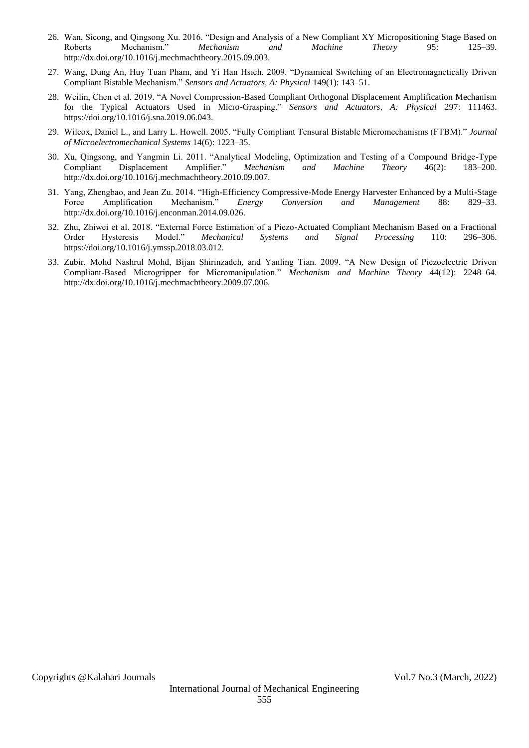26. Wan, Sicong, and Qingsong Xu. 2016. "Design and Analysis of a New Compliant XY Micropositioning Stage Based on Roberts Mechanism." *Mechanism and Machine Theory* 95: 125–39. http://dx.doi.org/10.1016/j.mechmachtheory.2015.09.003.
27. Wang, Dung An, Huy Tuan Pham, and Yi Han Hsieh. 2009. "Dynamical Switching of an Electromagnetically Driven Compliant Bistable Mechanism." *Sensors and Actuators, A: Physical* 149(1): 143–51.
28. Weilin, Chen et al. 2019. "A Novel Compression-Based Compliant Orthogonal Displacement Amplification Mechanism for the Typical Actuators Used in Micro-Grasping." *Sensors and Actuators, A: Physical* 297: 111463. https://doi.org/10.1016/j.sna.2019.06.043.
29. Wilcox, Daniel L., and Larry L. Howell. 2005. "Fully Compliant Tensural Bistable Micromechanisms (FTBM)." *Journal of Microelectromechanical Systems* 14(6): 1223–35.
30. Xu, Qingsong, and Yangmin Li. 2011. "Analytical Modeling, Optimization and Testing of a Compound Bridge-Type Compliant Displacement Amplifier." *Mechanism and Machine Theory* 46(2): 183–200. http://dx.doi.org/10.1016/j.mechmachtheory.2010.09.007.
31. Yang, Zhengbao, and Jean Zu. 2014. "High-Efficiency Compressive-Mode Energy Harvester Enhanced by a Multi-Stage Force Amplification Mechanism." *Energy Conversion and Management* 88: 829–33. http://dx.doi.org/10.1016/j.enconman.2014.09.026.
32. Zhu, Zhiwei et al. 2018. "External Force Estimation of a Piezo-Actuated Compliant Mechanism Based on a Fractional Order Hysteresis Model." *Mechanical Systems and Signal Processing* 110: 296–306. https://doi.org/10.1016/j.ymssp.2018.03.012.
33. Zubir, Mohd Nashrul Mohd, Bijan Shirinzadeh, and Yanling Tian. 2009. "A New Design of Piezoelectric Driven Compliant-Based Microgripper for Micromanipulation." *Mechanism and Machine Theory* 44(12): 2248–64. http://dx.doi.org/10.1016/j.mechmachtheory.2009.07.006.